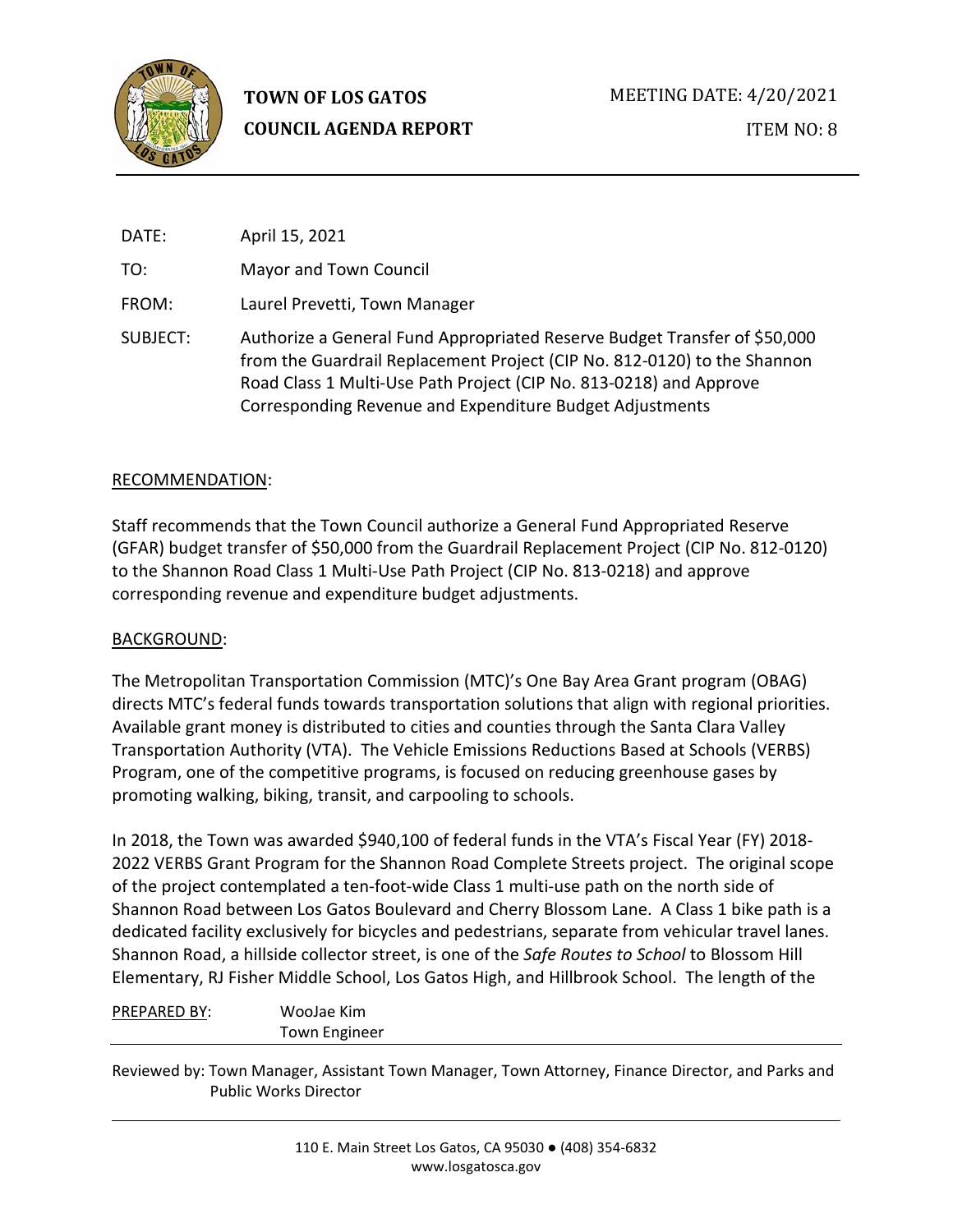**TOWN OF LOS GATOS**
**COUNCIL AGENDA REPORT**

MEETING DATE: 4/20/2021

ITEM NO: 8

DATE: April 15, 2021

TO: Mayor and Town Council

FROM: Laurel Prevetti, Town Manager

SUBJECT: Authorize a General Fund Appropriated Reserve Budget Transfer of $50,000 from the Guardrail Replacement Project (CIP No. 812-0120) to the Shannon Road Class 1 Multi-Use Path Project (CIP No. 813-0218) and Approve Corresponding Revenue and Expenditure Budget Adjustments

## RECOMMENDATION:

Staff recommends that the Town Council authorize a General Fund Appropriated Reserve (GFAR) budget transfer of $50,000 from the Guardrail Replacement Project (CIP No. 812-0120) to the Shannon Road Class 1 Multi-Use Path Project (CIP No. 813-0218) and approve corresponding revenue and expenditure budget adjustments.

## BACKGROUND:

The Metropolitan Transportation Commission (MTC)'s One Bay Area Grant program (OBAG) directs MTC's federal funds towards transportation solutions that align with regional priorities. Available grant money is distributed to cities and counties through the Santa Clara Valley Transportation Authority (VTA). The Vehicle Emissions Reductions Based at Schools (VERBS) Program, one of the competitive programs, is focused on reducing greenhouse gases by promoting walking, biking, transit, and carpooling to schools.

In 2018, the Town was awarded $940,100 of federal funds in the VTA's Fiscal Year (FY) 2018-2022 VERBS Grant Program for the Shannon Road Complete Streets project. The original scope of the project contemplated a ten-foot-wide Class 1 multi-use path on the north side of Shannon Road between Los Gatos Boulevard and Cherry Blossom Lane. A Class 1 bike path is a dedicated facility exclusively for bicycles and pedestrians, separate from vehicular travel lanes. Shannon Road, a hillside collector street, is one of the *Safe Routes to School* to Blossom Hill Elementary, RJ Fisher Middle School, Los Gatos High, and Hillbrook School. The length of the

PREPARED BY: WooJae Kim
Town Engineer

Reviewed by: Town Manager, Assistant Town Manager, Town Attorney, Finance Director, and Parks and Public Works Director

110 E. Main Street Los Gatos, CA 95030 ● (408) 354-6832
www.losgatosca.gov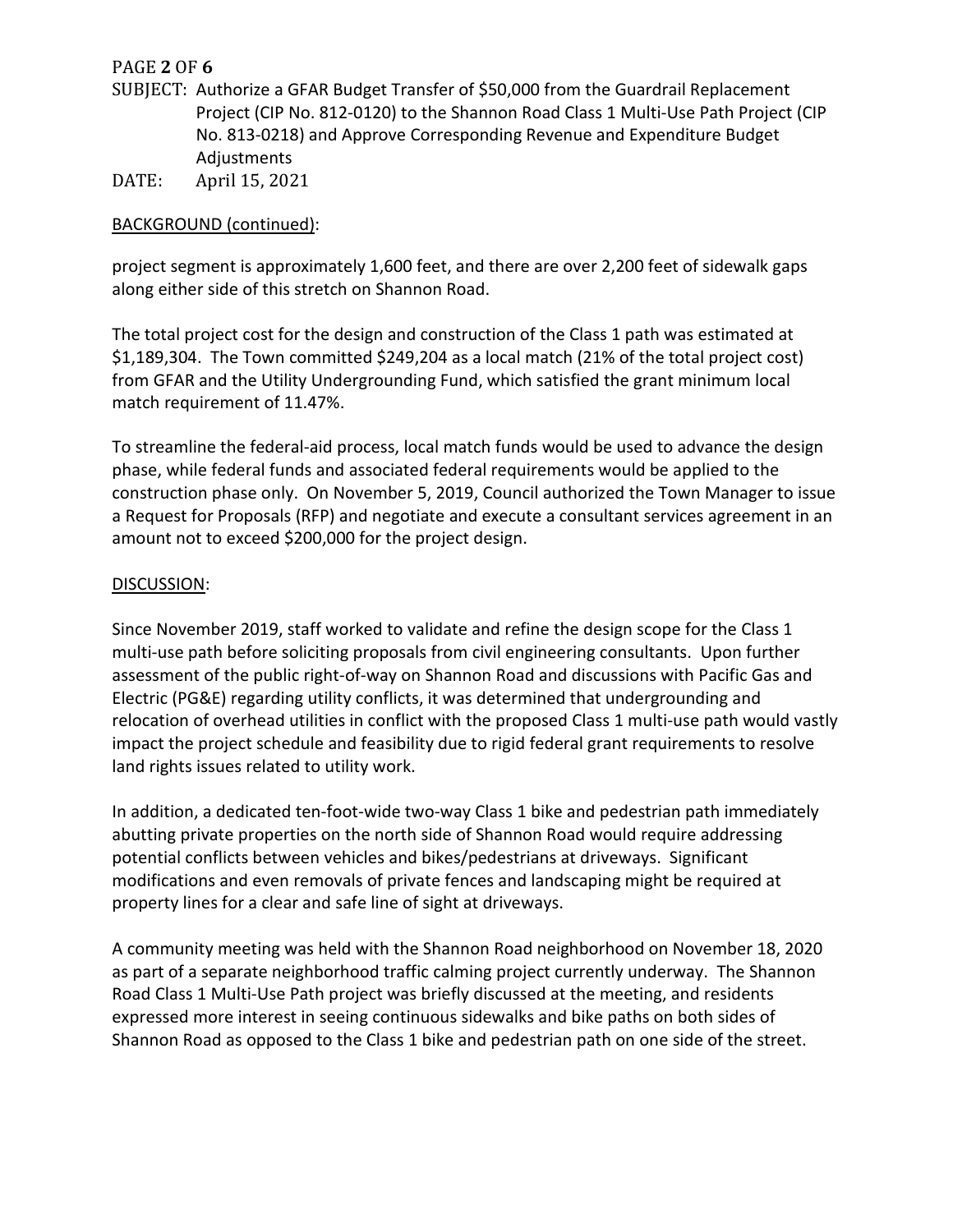SUBJECT: Authorize a GFAR Budget Transfer of $50,000 from the Guardrail Replacement Project (CIP No. 812-0120) to the Shannon Road Class 1 Multi-Use Path Project (CIP No. 813-0218) and Approve Corresponding Revenue and Expenditure Budget Adjustments

DATE: April 15, 2021

BACKGROUND (continued):

project segment is approximately 1,600 feet, and there are over 2,200 feet of sidewalk gaps along either side of this stretch on Shannon Road.

The total project cost for the design and construction of the Class 1 path was estimated at $1,189,304. The Town committed $249,204 as a local match (21% of the total project cost) from GFAR and the Utility Undergrounding Fund, which satisfied the grant minimum local match requirement of 11.47%.

To streamline the federal-aid process, local match funds would be used to advance the design phase, while federal funds and associated federal requirements would be applied to the construction phase only. On November 5, 2019, Council authorized the Town Manager to issue a Request for Proposals (RFP) and negotiate and execute a consultant services agreement in an amount not to exceed $200,000 for the project design.

DISCUSSION:

Since November 2019, staff worked to validate and refine the design scope for the Class 1 multi-use path before soliciting proposals from civil engineering consultants. Upon further assessment of the public right-of-way on Shannon Road and discussions with Pacific Gas and Electric (PG&E) regarding utility conflicts, it was determined that undergrounding and relocation of overhead utilities in conflict with the proposed Class 1 multi-use path would vastly impact the project schedule and feasibility due to rigid federal grant requirements to resolve land rights issues related to utility work.

In addition, a dedicated ten-foot-wide two-way Class 1 bike and pedestrian path immediately abutting private properties on the north side of Shannon Road would require addressing potential conflicts between vehicles and bikes/pedestrians at driveways. Significant modifications and even removals of private fences and landscaping might be required at property lines for a clear and safe line of sight at driveways.

A community meeting was held with the Shannon Road neighborhood on November 18, 2020 as part of a separate neighborhood traffic calming project currently underway. The Shannon Road Class 1 Multi-Use Path project was briefly discussed at the meeting, and residents expressed more interest in seeing continuous sidewalks and bike paths on both sides of Shannon Road as opposed to the Class 1 bike and pedestrian path on one side of the street.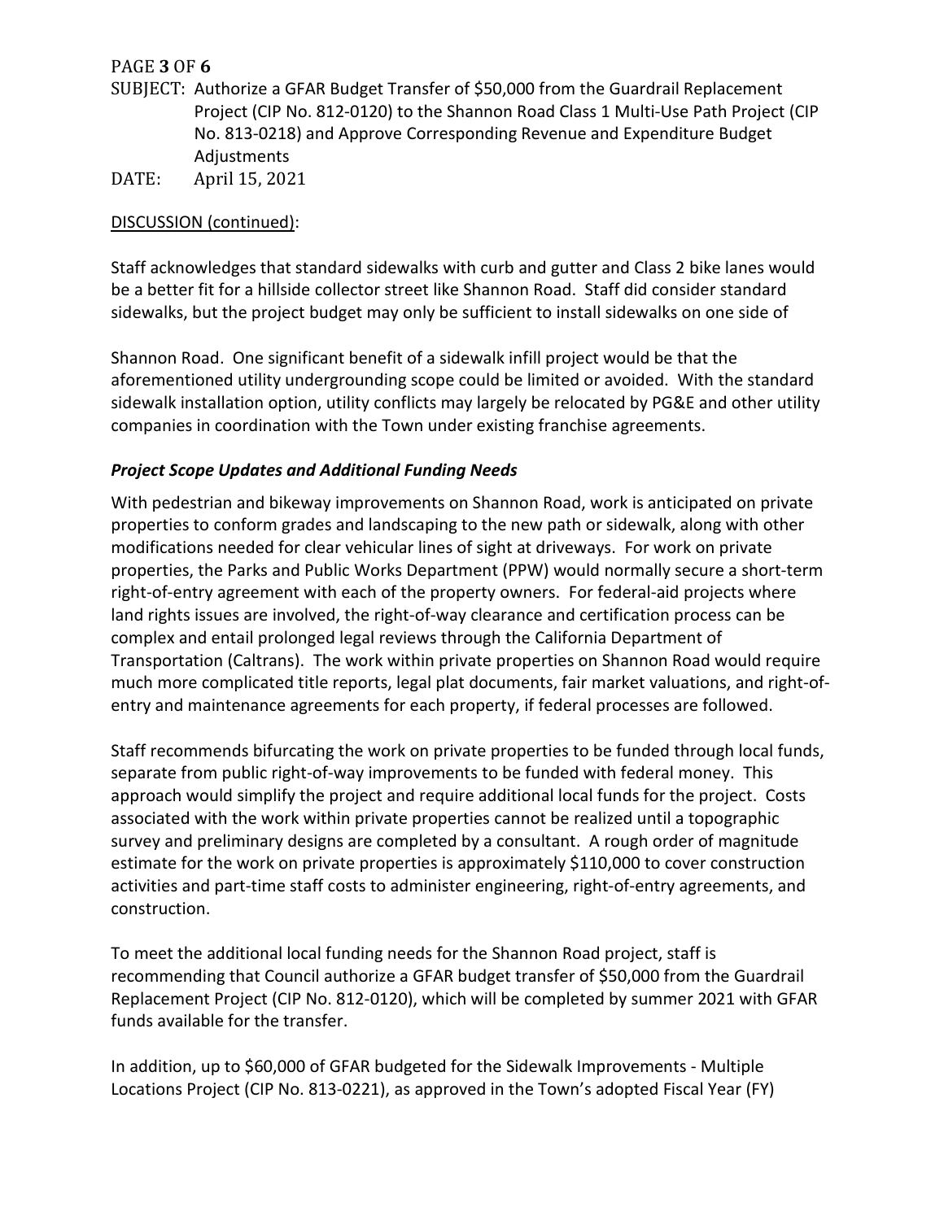DISCUSSION (continued):

Staff acknowledges that standard sidewalks with curb and gutter and Class 2 bike lanes would be a better fit for a hillside collector street like Shannon Road. Staff did consider standard sidewalks, but the project budget may only be sufficient to install sidewalks on one side of Shannon Road. One significant benefit of a sidewalk infill project would be that the aforementioned utility undergrounding scope could be limited or avoided. With the standard sidewalk installation option, utility conflicts may largely be relocated by PG&E and other utility companies in coordination with the Town under existing franchise agreements.

### *Project Scope Updates and Additional Funding Needs*

With pedestrian and bikeway improvements on Shannon Road, work is anticipated on private properties to conform grades and landscaping to the new path or sidewalk, along with other modifications needed for clear vehicular lines of sight at driveways. For work on private properties, the Parks and Public Works Department (PPW) would normally secure a short-term right-of-entry agreement with each of the property owners. For federal-aid projects where land rights issues are involved, the right-of-way clearance and certification process can be complex and entail prolonged legal reviews through the California Department of Transportation (Caltrans). The work within private properties on Shannon Road would require much more complicated title reports, legal plat documents, fair market valuations, and right-of-entry and maintenance agreements for each property, if federal processes are followed.

Staff recommends bifurcating the work on private properties to be funded through local funds, separate from public right-of-way improvements to be funded with federal money. This approach would simplify the project and require additional local funds for the project. Costs associated with the work within private properties cannot be realized until a topographic survey and preliminary designs are completed by a consultant. A rough order of magnitude estimate for the work on private properties is approximately $110,000 to cover construction activities and part-time staff costs to administer engineering, right-of-entry agreements, and construction.

To meet the additional local funding needs for the Shannon Road project, staff is recommending that Council authorize a GFAR budget transfer of $50,000 from the Guardrail Replacement Project (CIP No. 812-0120), which will be completed by summer 2021 with GFAR funds available for the transfer.

In addition, up to $60,000 of GFAR budgeted for the Sidewalk Improvements - Multiple Locations Project (CIP No. 813-0221), as approved in the Town's adopted Fiscal Year (FY)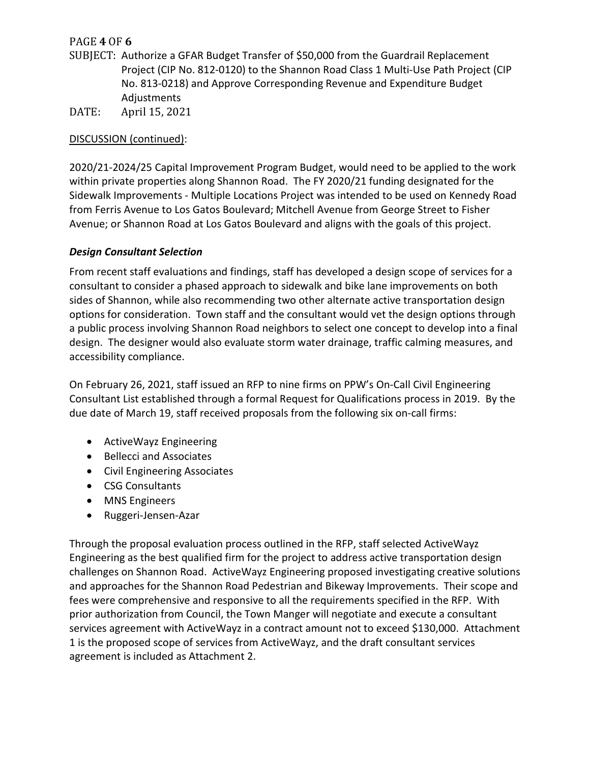SUBJECT: Authorize a GFAR Budget Transfer of $50,000 from the Guardrail Replacement Project (CIP No. 812-0120) to the Shannon Road Class 1 Multi-Use Path Project (CIP No. 813-0218) and Approve Corresponding Revenue and Expenditure Budget Adjustments

DATE: April 15, 2021

DISCUSSION (continued):

2020/21-2024/25 Capital Improvement Program Budget, would need to be applied to the work within private properties along Shannon Road. The FY 2020/21 funding designated for the Sidewalk Improvements - Multiple Locations Project was intended to be used on Kennedy Road from Ferris Avenue to Los Gatos Boulevard; Mitchell Avenue from George Street to Fisher Avenue; or Shannon Road at Los Gatos Boulevard and aligns with the goals of this project.

***Design Consultant Selection***

From recent staff evaluations and findings, staff has developed a design scope of services for a consultant to consider a phased approach to sidewalk and bike lane improvements on both sides of Shannon, while also recommending two other alternate active transportation design options for consideration. Town staff and the consultant would vet the design options through a public process involving Shannon Road neighbors to select one concept to develop into a final design. The designer would also evaluate storm water drainage, traffic calming measures, and accessibility compliance.

On February 26, 2021, staff issued an RFP to nine firms on PPW's On-Call Civil Engineering Consultant List established through a formal Request for Qualifications process in 2019. By the due date of March 19, staff received proposals from the following six on-call firms:

- ActiveWayz Engineering
- Bellecci and Associates
- Civil Engineering Associates
- CSG Consultants
- MNS Engineers
- Ruggeri-Jensen-Azar

Through the proposal evaluation process outlined in the RFP, staff selected ActiveWayz Engineering as the best qualified firm for the project to address active transportation design challenges on Shannon Road. ActiveWayz Engineering proposed investigating creative solutions and approaches for the Shannon Road Pedestrian and Bikeway Improvements. Their scope and fees were comprehensive and responsive to all the requirements specified in the RFP. With prior authorization from Council, the Town Manger will negotiate and execute a consultant services agreement with ActiveWayz in a contract amount not to exceed $130,000. Attachment 1 is the proposed scope of services from ActiveWayz, and the draft consultant services agreement is included as Attachment 2.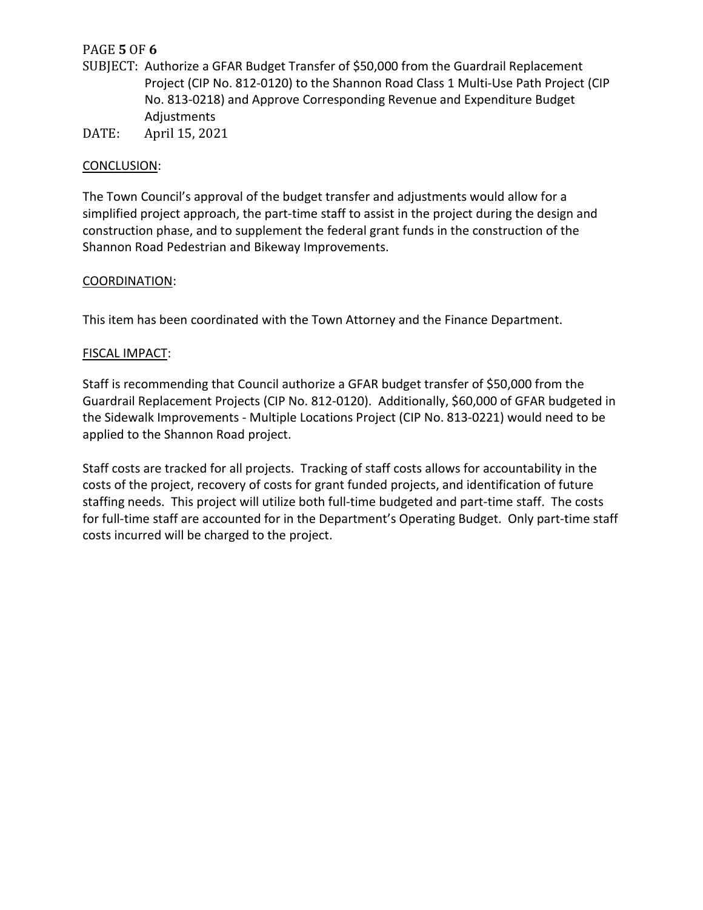SUBJECT: Authorize a GFAR Budget Transfer of $50,000 from the Guardrail Replacement Project (CIP No. 812-0120) to the Shannon Road Class 1 Multi-Use Path Project (CIP No. 813-0218) and Approve Corresponding Revenue and Expenditure Budget Adjustments

DATE: April 15, 2021

## CONCLUSION:

The Town Council's approval of the budget transfer and adjustments would allow for a simplified project approach, the part-time staff to assist in the project during the design and construction phase, and to supplement the federal grant funds in the construction of the Shannon Road Pedestrian and Bikeway Improvements.

## COORDINATION:

This item has been coordinated with the Town Attorney and the Finance Department.

## FISCAL IMPACT:

Staff is recommending that Council authorize a GFAR budget transfer of $50,000 from the Guardrail Replacement Projects (CIP No. 812-0120). Additionally, $60,000 of GFAR budgeted in the Sidewalk Improvements - Multiple Locations Project (CIP No. 813-0221) would need to be applied to the Shannon Road project.

Staff costs are tracked for all projects. Tracking of staff costs allows for accountability in the costs of the project, recovery of costs for grant funded projects, and identification of future staffing needs. This project will utilize both full-time budgeted and part-time staff. The costs for full-time staff are accounted for in the Department's Operating Budget. Only part-time staff costs incurred will be charged to the project.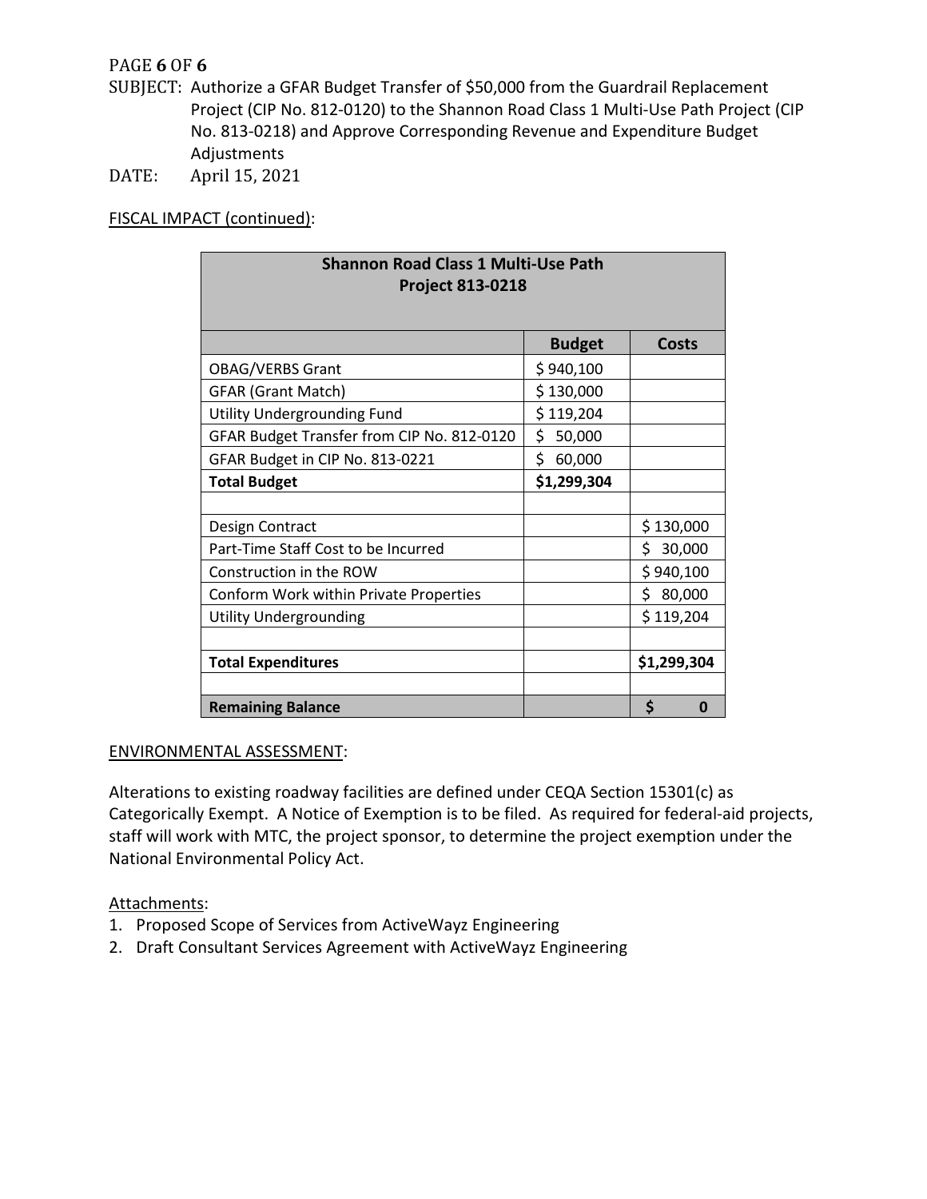SUBJECT: Authorize a GFAR Budget Transfer of $50,000 from the Guardrail Replacement Project (CIP No. 812-0120) to the Shannon Road Class 1 Multi-Use Path Project (CIP No. 813-0218) and Approve Corresponding Revenue and Expenditure Budget Adjustments

DATE: April 15, 2021

FISCAL IMPACT (continued):

| Shannon Road Class 1 Multi-Use Path Project 813-0218 | | |
|---|---|---|
| | **Budget** | **Costs** |
| OBAG/VERBS Grant | $ 940,100 | |
| GFAR (Grant Match) | $ 130,000 | |
| Utility Undergrounding Fund | $ 119,204 | |
| GFAR Budget Transfer from CIP No. 812-0120 | $ 50,000 | |
| GFAR Budget in CIP No. 813-0221 | $ 60,000 | |
| **Total Budget** | **$1,299,304** | |
| | | |
| Design Contract | | $ 130,000 |
| Part-Time Staff Cost to be Incurred | | $ 30,000 |
| Construction in the ROW | | $ 940,100 |
| Conform Work within Private Properties | | $ 80,000 |
| Utility Undergrounding | | $ 119,204 |
| | | |
| **Total Expenditures** | | **$1,299,304** |
| | | |
| **Remaining Balance** | | **$ 0** |

ENVIRONMENTAL ASSESSMENT:

Alterations to existing roadway facilities are defined under CEQA Section 15301(c) as Categorically Exempt. A Notice of Exemption is to be filed. As required for federal-aid projects, staff will work with MTC, the project sponsor, to determine the project exemption under the National Environmental Policy Act.

Attachments:

1. Proposed Scope of Services from ActiveWayz Engineering
2. Draft Consultant Services Agreement with ActiveWayz Engineering